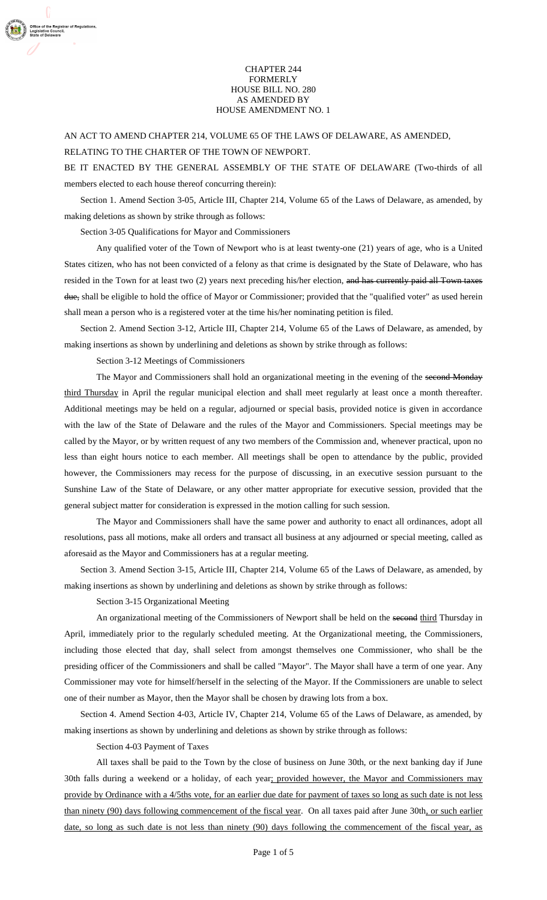CHAPTER 244
FORMERLY
HOUSE BILL NO. 280
AS AMENDED BY
HOUSE AMENDMENT NO. 1

AN ACT TO AMEND CHAPTER 214, VOLUME 65 OF THE LAWS OF DELAWARE, AS AMENDED, RELATING TO THE CHARTER OF THE TOWN OF NEWPORT.

BE IT ENACTED BY THE GENERAL ASSEMBLY OF THE STATE OF DELAWARE (Two-thirds of all members elected to each house thereof concurring therein):

Section 1. Amend Section 3-05, Article III, Chapter 214, Volume 65 of the Laws of Delaware, as amended, by making deletions as shown by strike through as follows:

Section 3-05 Qualifications for Mayor and Commissioners

Any qualified voter of the Town of Newport who is at least twenty-one (21) years of age, who is a United States citizen, who has not been convicted of a felony as that crime is designated by the State of Delaware, who has resided in the Town for at least two (2) years next preceding his/her election, ~~and has currently paid all Town taxes due,~~ shall be eligible to hold the office of Mayor or Commissioner; provided that the "qualified voter" as used herein shall mean a person who is a registered voter at the time his/her nominating petition is filed.

Section 2. Amend Section 3-12, Article III, Chapter 214, Volume 65 of the Laws of Delaware, as amended, by making insertions as shown by underlining and deletions as shown by strike through as follows:

Section 3-12 Meetings of Commissioners

The Mayor and Commissioners shall hold an organizational meeting in the evening of the ~~second Monday~~ <u>third Thursday</u> in April the regular municipal election and shall meet regularly at least once a month thereafter. Additional meetings may be held on a regular, adjourned or special basis, provided notice is given in accordance with the law of the State of Delaware and the rules of the Mayor and Commissioners. Special meetings may be called by the Mayor, or by written request of any two members of the Commission and, whenever practical, upon no less than eight hours notice to each member. All meetings shall be open to attendance by the public, provided however, the Commissioners may recess for the purpose of discussing, in an executive session pursuant to the Sunshine Law of the State of Delaware, or any other matter appropriate for executive session, provided that the general subject matter for consideration is expressed in the motion calling for such session.

The Mayor and Commissioners shall have the same power and authority to enact all ordinances, adopt all resolutions, pass all motions, make all orders and transact all business at any adjourned or special meeting, called as aforesaid as the Mayor and Commissioners has at a regular meeting.

Section 3. Amend Section 3-15, Article III, Chapter 214, Volume 65 of the Laws of Delaware, as amended, by making insertions as shown by underlining and deletions as shown by strike through as follows:

Section 3-15 Organizational Meeting

An organizational meeting of the Commissioners of Newport shall be held on the ~~second~~ <u>third</u> Thursday in April, immediately prior to the regularly scheduled meeting. At the Organizational meeting, the Commissioners, including those elected that day, shall select from amongst themselves one Commissioner, who shall be the presiding officer of the Commissioners and shall be called "Mayor". The Mayor shall have a term of one year. Any Commissioner may vote for himself/herself in the selecting of the Mayor. If the Commissioners are unable to select one of their number as Mayor, then the Mayor shall be chosen by drawing lots from a box.

Section 4. Amend Section 4-03, Article IV, Chapter 214, Volume 65 of the Laws of Delaware, as amended, by making insertions as shown by underlining and deletions as shown by strike through as follows:

Section 4-03 Payment of Taxes

All taxes shall be paid to the Town by the close of business on June 30th, or the next banking day if June 30th falls during a weekend or a holiday, of each year<u>; provided however, the Mayor and Commissioners may provide by Ordinance with a 4/5ths vote, for an earlier due date for payment of taxes so long as such date is not less than ninety (90) days following commencement of the fiscal year</u>. On all taxes paid after June 30th<u>, or such earlier date, so long as such date is not less than ninety (90) days following the commencement of the fiscal year, as</u>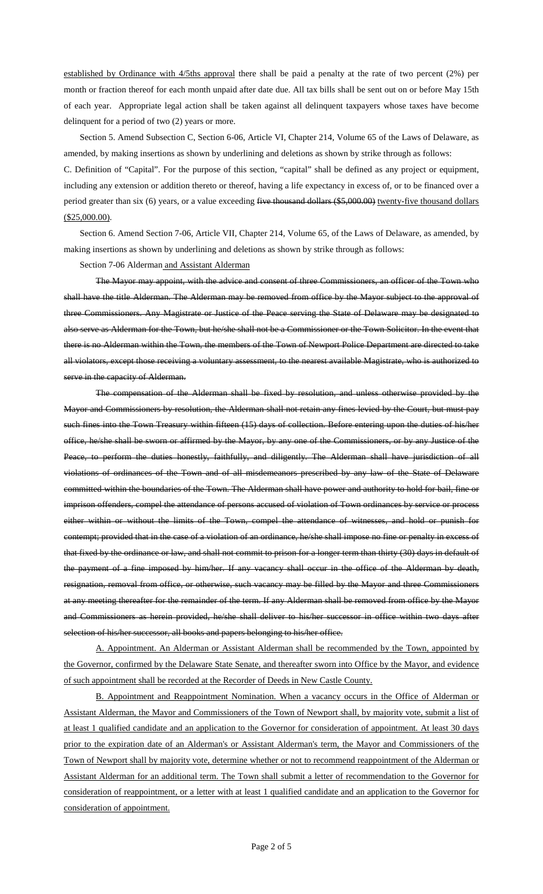<u>established by Ordinance with 4/5ths approval</u> there shall be paid a penalty at the rate of two percent (2%) per month or fraction thereof for each month unpaid after date due. All tax bills shall be sent out on or before May 15th of each year. Appropriate legal action shall be taken against all delinquent taxpayers whose taxes have become delinquent for a period of two (2) years or more.

Section 5. Amend Subsection C, Section 6-06, Article VI, Chapter 214, Volume 65 of the Laws of Delaware, as amended, by making insertions as shown by underlining and deletions as shown by strike through as follows:

C. Definition of "Capital". For the purpose of this section, "capital" shall be defined as any project or equipment, including any extension or addition thereto or thereof, having a life expectancy in excess of, or to be financed over a period greater than six (6) years, or a value exceeding ~~five thousand dollars ($5,000.00)~~ <u>twenty-five thousand dollars ($25,000.00)</u>.

Section 6. Amend Section 7-06, Article VII, Chapter 214, Volume 65, of the Laws of Delaware, as amended, by making insertions as shown by underlining and deletions as shown by strike through as follows:

Section 7-06 Alderman <u>and Assistant Alderman</u>

~~The Mayor may appoint, with the advice and consent of three Commissioners, an officer of the Town who shall have the title Alderman. The Alderman may be removed from office by the Mayor subject to the approval of three Commissioners. Any Magistrate or Justice of the Peace serving the State of Delaware may be designated to also serve as Alderman for the Town, but he/she shall not be a Commissioner or the Town Solicitor. In the event that there is no Alderman within the Town, the members of the Town of Newport Police Department are directed to take all violators, except those receiving a voluntary assessment, to the nearest available Magistrate, who is authorized to serve in the capacity of Alderman.~~

~~The compensation of the Alderman shall be fixed by resolution, and unless otherwise provided by the Mayor and Commissioners by resolution, the Alderman shall not retain any fines levied by the Court, but must pay such fines into the Town Treasury within fifteen (15) days of collection. Before entering upon the duties of his/her office, he/she shall be sworn or affirmed by the Mayor, by any one of the Commissioners, or by any Justice of the Peace, to perform the duties honestly, faithfully, and diligently. The Alderman shall have jurisdiction of all violations of ordinances of the Town and of all misdemeanors prescribed by any law of the State of Delaware committed within the boundaries of the Town. The Alderman shall have power and authority to hold for bail, fine or imprison offenders, compel the attendance of persons accused of violation of Town ordinances by service or process either within or without the limits of the Town, compel the attendance of witnesses, and hold or punish for contempt; provided that in the case of a violation of an ordinance, he/she shall impose no fine or penalty in excess of that fixed by the ordinance or law, and shall not commit to prison for a longer term than thirty (30) days in default of the payment of a fine imposed by him/her. If any vacancy shall occur in the office of the Alderman by death, resignation, removal from office, or otherwise, such vacancy may be filled by the Mayor and three Commissioners at any meeting thereafter for the remainder of the term. If any Alderman shall be removed from office by the Mayor and Commissioners as herein provided, he/she shall deliver to his/her successor in office within two days after selection of his/her successor, all books and papers belonging to his/her office.~~

<u>A. Appointment. An Alderman or Assistant Alderman shall be recommended by the Town, appointed by the Governor, confirmed by the Delaware State Senate, and thereafter sworn into Office by the Mayor, and evidence of such appointment shall be recorded at the Recorder of Deeds in New Castle County.</u>

<u>B. Appointment and Reappointment Nomination. When a vacancy occurs in the Office of Alderman or Assistant Alderman, the Mayor and Commissioners of the Town of Newport shall, by majority vote, submit a list of at least 1 qualified candidate and an application to the Governor for consideration of appointment. At least 30 days prior to the expiration date of an Alderman's or Assistant Alderman's term, the Mayor and Commissioners of the Town of Newport shall by majority vote, determine whether or not to recommend reappointment of the Alderman or Assistant Alderman for an additional term. The Town shall submit a letter of recommendation to the Governor for consideration of reappointment, or a letter with at least 1 qualified candidate and an application to the Governor for consideration of appointment.</u>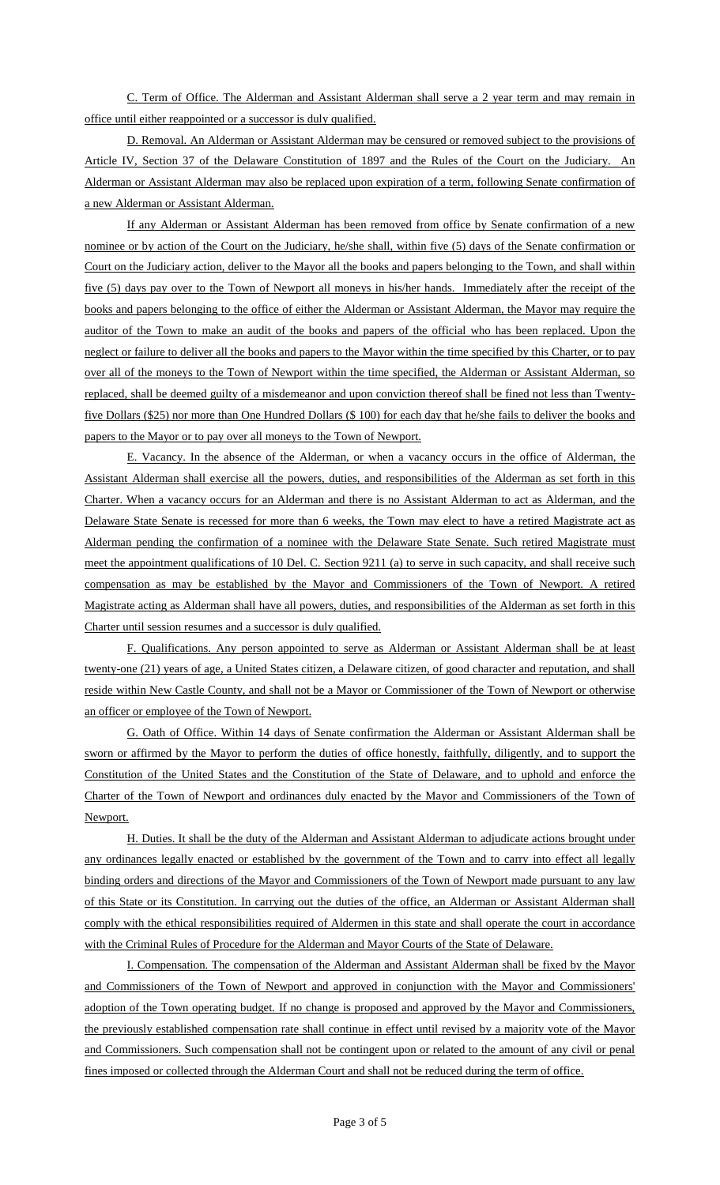C. Term of Office. The Alderman and Assistant Alderman shall serve a 2 year term and may remain in office until either reappointed or a successor is duly qualified.

D. Removal. An Alderman or Assistant Alderman may be censured or removed subject to the provisions of Article IV, Section 37 of the Delaware Constitution of 1897 and the Rules of the Court on the Judiciary. An Alderman or Assistant Alderman may also be replaced upon expiration of a term, following Senate confirmation of a new Alderman or Assistant Alderman.

If any Alderman or Assistant Alderman has been removed from office by Senate confirmation of a new nominee or by action of the Court on the Judiciary, he/she shall, within five (5) days of the Senate confirmation or Court on the Judiciary action, deliver to the Mayor all the books and papers belonging to the Town, and shall within five (5) days pay over to the Town of Newport all moneys in his/her hands. Immediately after the receipt of the books and papers belonging to the office of either the Alderman or Assistant Alderman, the Mayor may require the auditor of the Town to make an audit of the books and papers of the official who has been replaced. Upon the neglect or failure to deliver all the books and papers to the Mayor within the time specified by this Charter, or to pay over all of the moneys to the Town of Newport within the time specified, the Alderman or Assistant Alderman, so replaced, shall be deemed guilty of a misdemeanor and upon conviction thereof shall be fined not less than Twenty-five Dollars ($25) nor more than One Hundred Dollars ($ 100) for each day that he/she fails to deliver the books and papers to the Mayor or to pay over all moneys to the Town of Newport.

E. Vacancy. In the absence of the Alderman, or when a vacancy occurs in the office of Alderman, the Assistant Alderman shall exercise all the powers, duties, and responsibilities of the Alderman as set forth in this Charter. When a vacancy occurs for an Alderman and there is no Assistant Alderman to act as Alderman, and the Delaware State Senate is recessed for more than 6 weeks, the Town may elect to have a retired Magistrate act as Alderman pending the confirmation of a nominee with the Delaware State Senate. Such retired Magistrate must meet the appointment qualifications of 10 Del. C. Section 9211 (a) to serve in such capacity, and shall receive such compensation as may be established by the Mayor and Commissioners of the Town of Newport. A retired Magistrate acting as Alderman shall have all powers, duties, and responsibilities of the Alderman as set forth in this Charter until session resumes and a successor is duly qualified.

F. Qualifications. Any person appointed to serve as Alderman or Assistant Alderman shall be at least twenty-one (21) years of age, a United States citizen, a Delaware citizen, of good character and reputation, and shall reside within New Castle County, and shall not be a Mayor or Commissioner of the Town of Newport or otherwise an officer or employee of the Town of Newport.

G. Oath of Office. Within 14 days of Senate confirmation the Alderman or Assistant Alderman shall be sworn or affirmed by the Mayor to perform the duties of office honestly, faithfully, diligently, and to support the Constitution of the United States and the Constitution of the State of Delaware, and to uphold and enforce the Charter of the Town of Newport and ordinances duly enacted by the Mayor and Commissioners of the Town of Newport.

H. Duties. It shall be the duty of the Alderman and Assistant Alderman to adjudicate actions brought under any ordinances legally enacted or established by the government of the Town and to carry into effect all legally binding orders and directions of the Mayor and Commissioners of the Town of Newport made pursuant to any law of this State or its Constitution. In carrying out the duties of the office, an Alderman or Assistant Alderman shall comply with the ethical responsibilities required of Aldermen in this state and shall operate the court in accordance with the Criminal Rules of Procedure for the Alderman and Mayor Courts of the State of Delaware.

I. Compensation. The compensation of the Alderman and Assistant Alderman shall be fixed by the Mayor and Commissioners of the Town of Newport and approved in conjunction with the Mayor and Commissioners' adoption of the Town operating budget. If no change is proposed and approved by the Mayor and Commissioners, the previously established compensation rate shall continue in effect until revised by a majority vote of the Mayor and Commissioners. Such compensation shall not be contingent upon or related to the amount of any civil or penal fines imposed or collected through the Alderman Court and shall not be reduced during the term of office.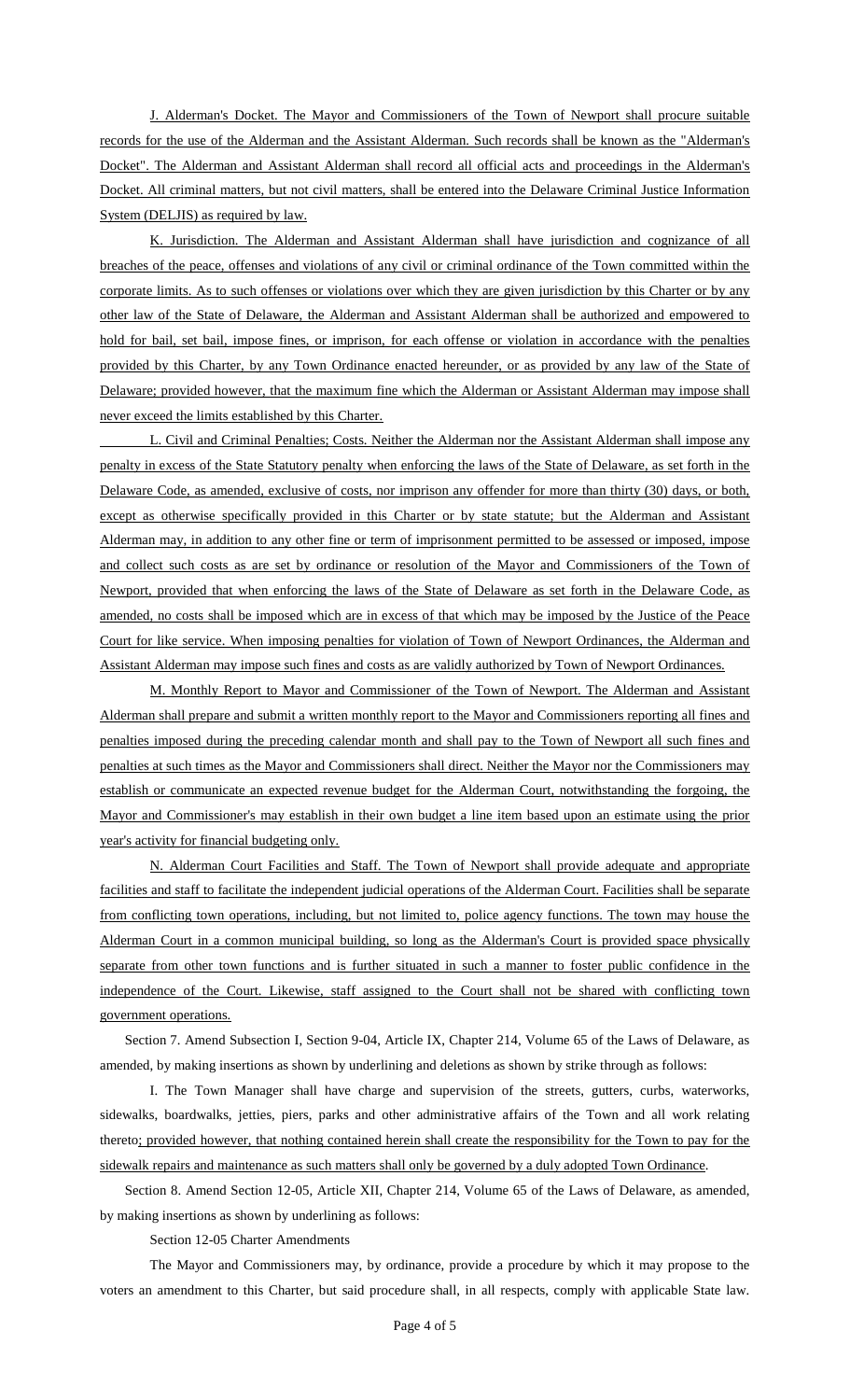J. Alderman's Docket. The Mayor and Commissioners of the Town of Newport shall procure suitable records for the use of the Alderman and the Assistant Alderman. Such records shall be known as the "Alderman's Docket". The Alderman and Assistant Alderman shall record all official acts and proceedings in the Alderman's Docket. All criminal matters, but not civil matters, shall be entered into the Delaware Criminal Justice Information System (DELJIS) as required by law.

K. Jurisdiction. The Alderman and Assistant Alderman shall have jurisdiction and cognizance of all breaches of the peace, offenses and violations of any civil or criminal ordinance of the Town committed within the corporate limits. As to such offenses or violations over which they are given jurisdiction by this Charter or by any other law of the State of Delaware, the Alderman and Assistant Alderman shall be authorized and empowered to hold for bail, set bail, impose fines, or imprison, for each offense or violation in accordance with the penalties provided by this Charter, by any Town Ordinance enacted hereunder, or as provided by any law of the State of Delaware; provided however, that the maximum fine which the Alderman or Assistant Alderman may impose shall never exceed the limits established by this Charter.

L. Civil and Criminal Penalties; Costs. Neither the Alderman nor the Assistant Alderman shall impose any penalty in excess of the State Statutory penalty when enforcing the laws of the State of Delaware, as set forth in the Delaware Code, as amended, exclusive of costs, nor imprison any offender for more than thirty (30) days, or both, except as otherwise specifically provided in this Charter or by state statute; but the Alderman and Assistant Alderman may, in addition to any other fine or term of imprisonment permitted to be assessed or imposed, impose and collect such costs as are set by ordinance or resolution of the Mayor and Commissioners of the Town of Newport, provided that when enforcing the laws of the State of Delaware as set forth in the Delaware Code, as amended, no costs shall be imposed which are in excess of that which may be imposed by the Justice of the Peace Court for like service. When imposing penalties for violation of Town of Newport Ordinances, the Alderman and Assistant Alderman may impose such fines and costs as are validly authorized by Town of Newport Ordinances.

M. Monthly Report to Mayor and Commissioner of the Town of Newport. The Alderman and Assistant Alderman shall prepare and submit a written monthly report to the Mayor and Commissioners reporting all fines and penalties imposed during the preceding calendar month and shall pay to the Town of Newport all such fines and penalties at such times as the Mayor and Commissioners shall direct. Neither the Mayor nor the Commissioners may establish or communicate an expected revenue budget for the Alderman Court, notwithstanding the forgoing, the Mayor and Commissioner's may establish in their own budget a line item based upon an estimate using the prior year's activity for financial budgeting only.

N. Alderman Court Facilities and Staff. The Town of Newport shall provide adequate and appropriate facilities and staff to facilitate the independent judicial operations of the Alderman Court. Facilities shall be separate from conflicting town operations, including, but not limited to, police agency functions. The town may house the Alderman Court in a common municipal building, so long as the Alderman's Court is provided space physically separate from other town functions and is further situated in such a manner to foster public confidence in the independence of the Court. Likewise, staff assigned to the Court shall not be shared with conflicting town government operations.

Section 7. Amend Subsection I, Section 9-04, Article IX, Chapter 214, Volume 65 of the Laws of Delaware, as amended, by making insertions as shown by underlining and deletions as shown by strike through as follows:

I. The Town Manager shall have charge and supervision of the streets, gutters, curbs, waterworks, sidewalks, boardwalks, jetties, piers, parks and other administrative affairs of the Town and all work relating thereto; provided however, that nothing contained herein shall create the responsibility for the Town to pay for the sidewalk repairs and maintenance as such matters shall only be governed by a duly adopted Town Ordinance.

Section 8. Amend Section 12-05, Article XII, Chapter 214, Volume 65 of the Laws of Delaware, as amended, by making insertions as shown by underlining as follows:

Section 12-05 Charter Amendments

The Mayor and Commissioners may, by ordinance, provide a procedure by which it may propose to the voters an amendment to this Charter, but said procedure shall, in all respects, comply with applicable State law.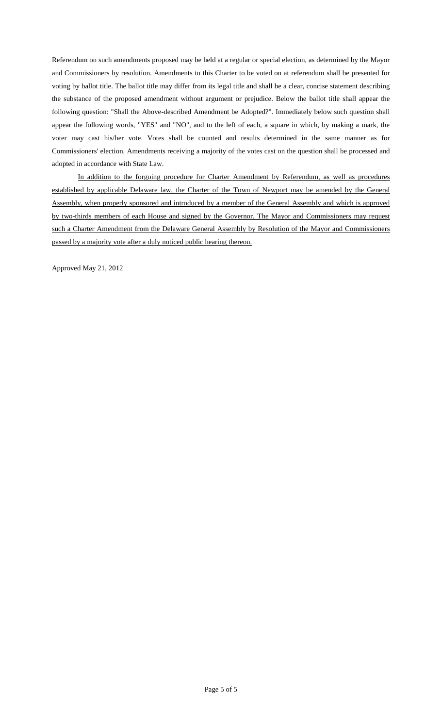Referendum on such amendments proposed may be held at a regular or special election, as determined by the Mayor and Commissioners by resolution. Amendments to this Charter to be voted on at referendum shall be presented for voting by ballot title. The ballot title may differ from its legal title and shall be a clear, concise statement describing the substance of the proposed amendment without argument or prejudice. Below the ballot title shall appear the following question: "Shall the Above-described Amendment be Adopted?". Immediately below such question shall appear the following words, "YES" and "NO", and to the left of each, a square in which, by making a mark, the voter may cast his/her vote. Votes shall be counted and results determined in the same manner as for Commissioners' election. Amendments receiving a majority of the votes cast on the question shall be processed and adopted in accordance with State Law.

<u>In addition to the forgoing procedure for Charter Amendment by Referendum, as well as procedures established by applicable Delaware law, the Charter of the Town of Newport may be amended by the General Assembly, when properly sponsored and introduced by a member of the General Assembly and which is approved by two-thirds members of each House and signed by the Governor. The Mayor and Commissioners may request such a Charter Amendment from the Delaware General Assembly by Resolution of the Mayor and Commissioners passed by a majority vote after a duly noticed public hearing thereon.</u>

Approved May 21, 2012